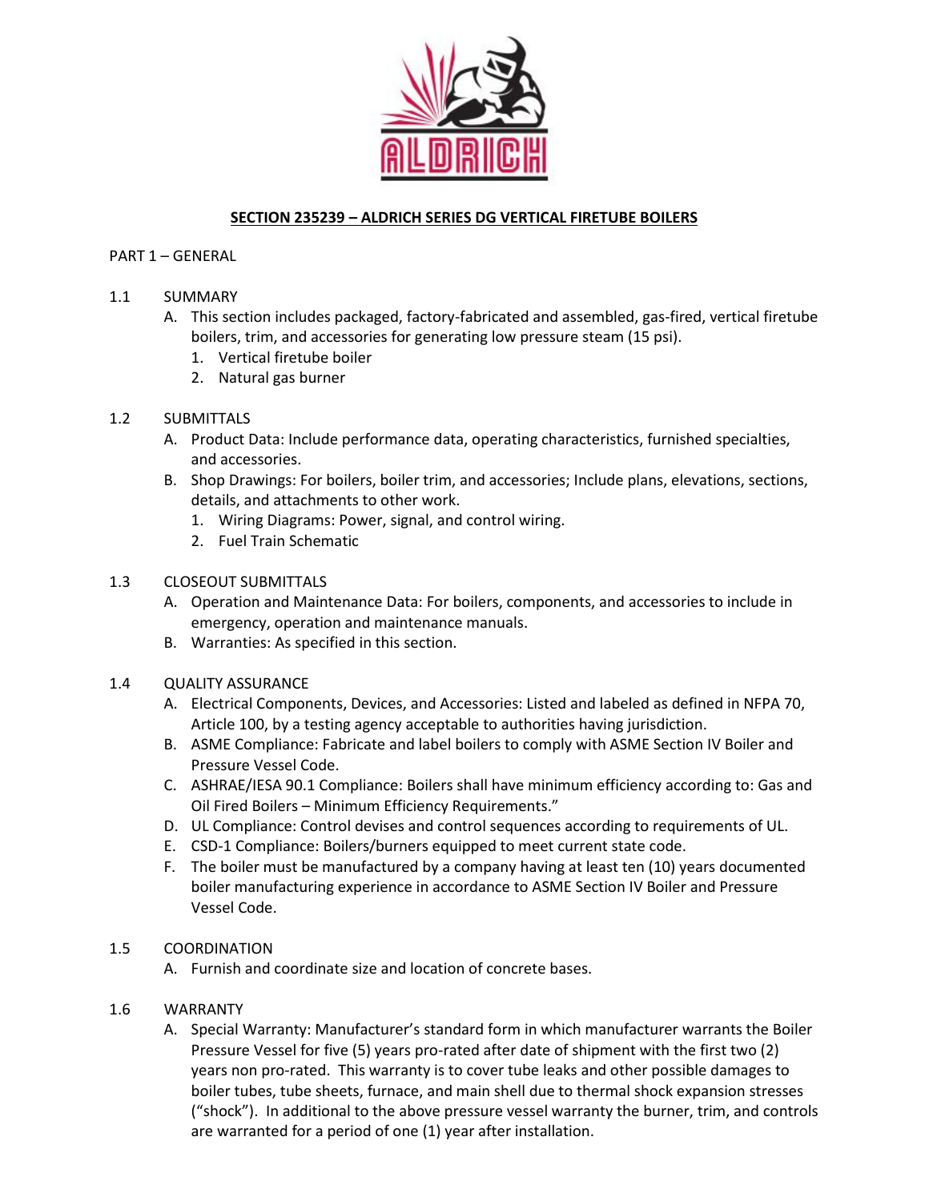# SECTION 235239 – ALDRICH SERIES DG VERTICAL FIRETUBE BOILERS

## PART 1 – GENERAL

### 1.1 SUMMARY

A. This section includes packaged, factory-fabricated and assembled, gas-fired, vertical firetube boilers, trim, and accessories for generating low pressure steam (15 psi).
   1. Vertical firetube boiler
   2. Natural gas burner

### 1.2 SUBMITTALS

A. Product Data: Include performance data, operating characteristics, furnished specialties, and accessories.
B. Shop Drawings: For boilers, boiler trim, and accessories; Include plans, elevations, sections, details, and attachments to other work.
   1. Wiring Diagrams: Power, signal, and control wiring.
   2. Fuel Train Schematic

### 1.3 CLOSEOUT SUBMITTALS

A. Operation and Maintenance Data: For boilers, components, and accessories to include in emergency, operation and maintenance manuals.
B. Warranties: As specified in this section.

### 1.4 QUALITY ASSURANCE

A. Electrical Components, Devices, and Accessories: Listed and labeled as defined in NFPA 70, Article 100, by a testing agency acceptable to authorities having jurisdiction.
B. ASME Compliance: Fabricate and label boilers to comply with ASME Section IV Boiler and Pressure Vessel Code.
C. ASHRAE/IESA 90.1 Compliance: Boilers shall have minimum efficiency according to: Gas and Oil Fired Boilers – Minimum Efficiency Requirements."
D. UL Compliance: Control devises and control sequences according to requirements of UL.
E. CSD-1 Compliance: Boilers/burners equipped to meet current state code.
F. The boiler must be manufactured by a company having at least ten (10) years documented boiler manufacturing experience in accordance to ASME Section IV Boiler and Pressure Vessel Code.

### 1.5 COORDINATION

A. Furnish and coordinate size and location of concrete bases.

### 1.6 WARRANTY

A. Special Warranty: Manufacturer's standard form in which manufacturer warrants the Boiler Pressure Vessel for five (5) years pro-rated after date of shipment with the first two (2) years non pro-rated. This warranty is to cover tube leaks and other possible damages to boiler tubes, tube sheets, furnace, and main shell due to thermal shock expansion stresses ("shock"). In additional to the above pressure vessel warranty the burner, trim, and controls are warranted for a period of one (1) year after installation.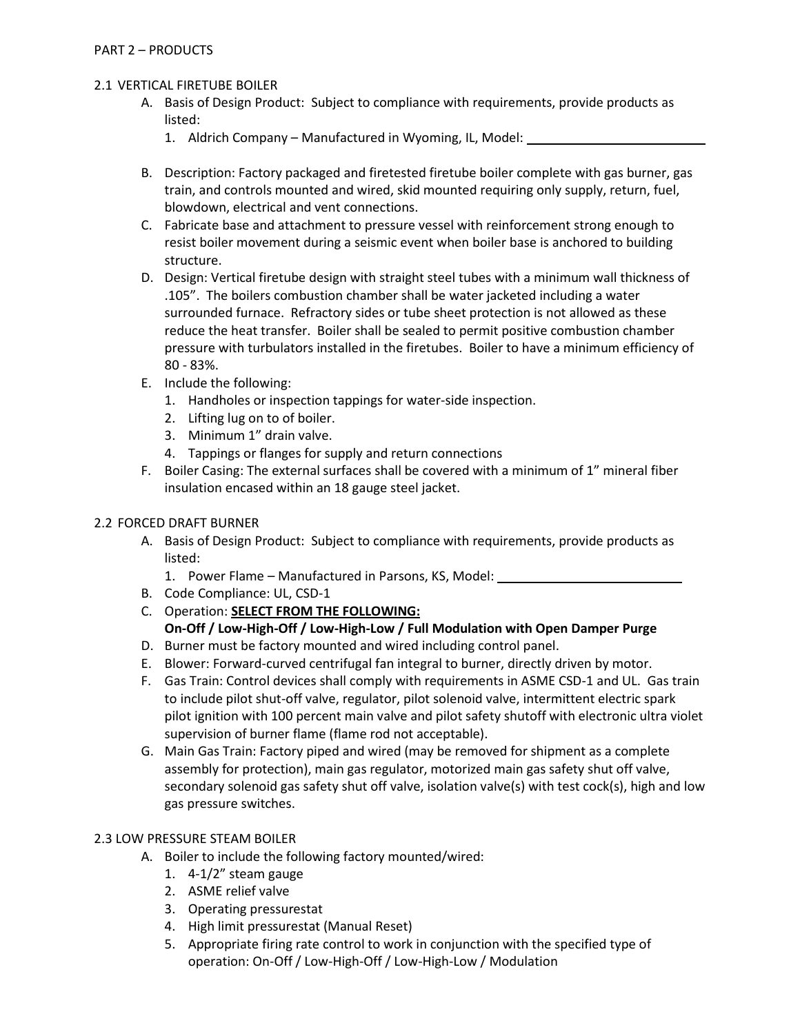PART 2 – PRODUCTS

## 2.1 VERTICAL FIRETUBE BOILER

A. Basis of Design Product: Subject to compliance with requirements, provide products as listed:
   1. Aldrich Company – Manufactured in Wyoming, IL, Model: ________________________

B. Description: Factory packaged and firetested firetube boiler complete with gas burner, gas train, and controls mounted and wired, skid mounted requiring only supply, return, fuel, blowdown, electrical and vent connections.

C. Fabricate base and attachment to pressure vessel with reinforcement strong enough to resist boiler movement during a seismic event when boiler base is anchored to building structure.

D. Design: Vertical firetube design with straight steel tubes with a minimum wall thickness of .105”. The boilers combustion chamber shall be water jacketed including a water surrounded furnace. Refractory sides or tube sheet protection is not allowed as these reduce the heat transfer. Boiler shall be sealed to permit positive combustion chamber pressure with turbulators installed in the firetubes. Boiler to have a minimum efficiency of 80 - 83%.

E. Include the following:
   1. Handholes or inspection tappings for water-side inspection.
   2. Lifting lug on to of boiler.
   3. Minimum 1” drain valve.
   4. Tappings or flanges for supply and return connections

F. Boiler Casing: The external surfaces shall be covered with a minimum of 1” mineral fiber insulation encased within an 18 gauge steel jacket.

## 2.2 FORCED DRAFT BURNER

A. Basis of Design Product: Subject to compliance with requirements, provide products as listed:
   1. Power Flame – Manufactured in Parsons, KS, Model: ________________________

B. Code Compliance: UL, CSD-1

C. Operation: **<u>SELECT FROM THE FOLLOWING:</u>**
   **On-Off / Low-High-Off / Low-High-Low / Full Modulation with Open Damper Purge**

D. Burner must be factory mounted and wired including control panel.

E. Blower: Forward-curved centrifugal fan integral to burner, directly driven by motor.

F. Gas Train: Control devices shall comply with requirements in ASME CSD-1 and UL. Gas train to include pilot shut-off valve, regulator, pilot solenoid valve, intermittent electric spark pilot ignition with 100 percent main valve and pilot safety shutoff with electronic ultra violet supervision of burner flame (flame rod not acceptable).

G. Main Gas Train: Factory piped and wired (may be removed for shipment as a complete assembly for protection), main gas regulator, motorized main gas safety shut off valve, secondary solenoid gas safety shut off valve, isolation valve(s) with test cock(s), high and low gas pressure switches.

## 2.3 LOW PRESSURE STEAM BOILER

A. Boiler to include the following factory mounted/wired:
   1. 4-1/2” steam gauge
   2. ASME relief valve
   3. Operating pressurestat
   4. High limit pressurestat (Manual Reset)
   5. Appropriate firing rate control to work in conjunction with the specified type of operation: On-Off / Low-High-Off / Low-High-Low / Modulation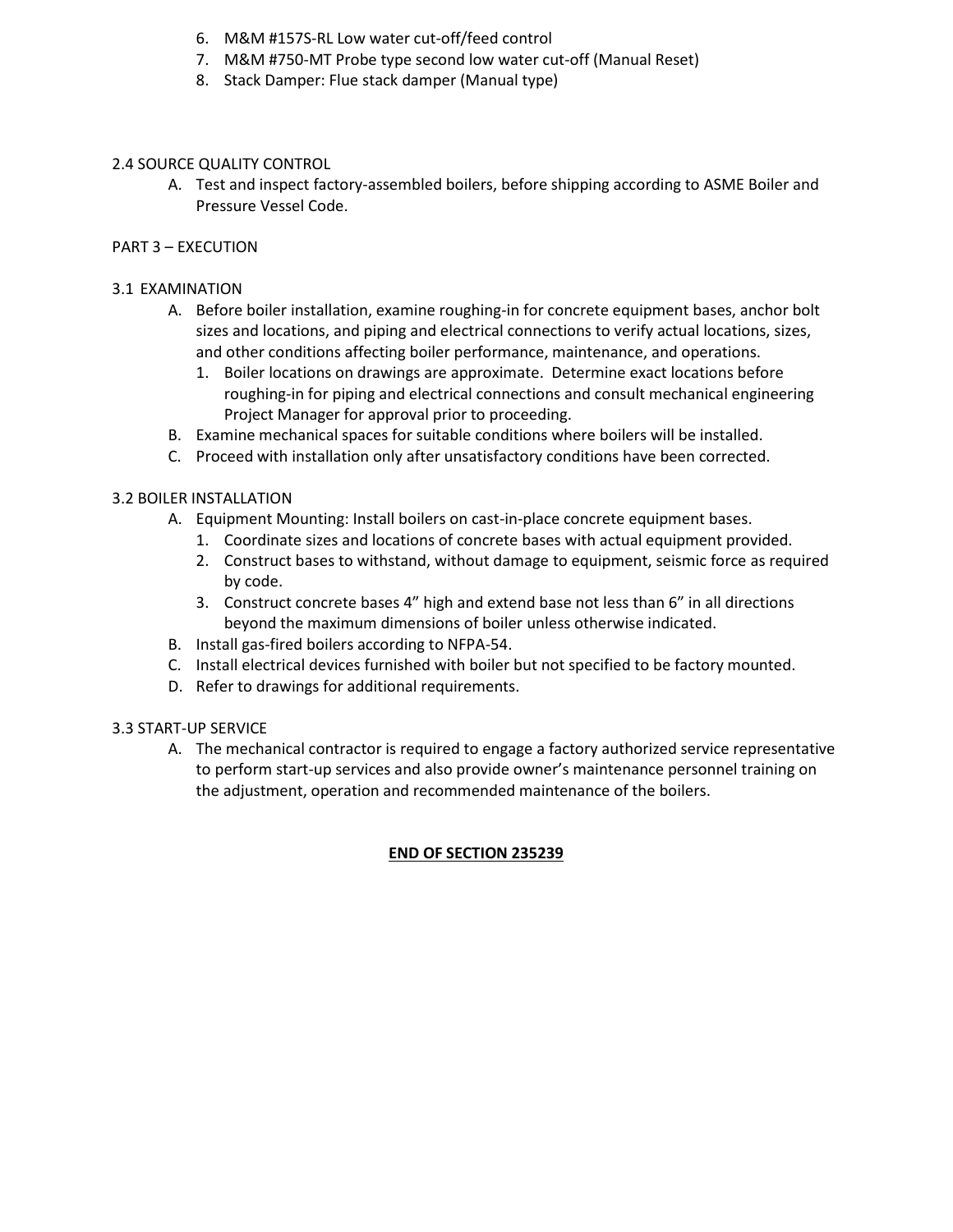6. M&M #157S-RL Low water cut-off/feed control
7. M&M #750-MT Probe type second low water cut-off (Manual Reset)
8. Stack Damper: Flue stack damper (Manual type)

## 2.4 SOURCE QUALITY CONTROL

A. Test and inspect factory-assembled boilers, before shipping according to ASME Boiler and Pressure Vessel Code.

# PART 3 – EXECUTION

## 3.1 EXAMINATION

A. Before boiler installation, examine roughing-in for concrete equipment bases, anchor bolt sizes and locations, and piping and electrical connections to verify actual locations, sizes, and other conditions affecting boiler performance, maintenance, and operations.
   1. Boiler locations on drawings are approximate. Determine exact locations before roughing-in for piping and electrical connections and consult mechanical engineering Project Manager for approval prior to proceeding.

B. Examine mechanical spaces for suitable conditions where boilers will be installed.

C. Proceed with installation only after unsatisfactory conditions have been corrected.

## 3.2 BOILER INSTALLATION

A. Equipment Mounting: Install boilers on cast-in-place concrete equipment bases.
   1. Coordinate sizes and locations of concrete bases with actual equipment provided.
   2. Construct bases to withstand, without damage to equipment, seismic force as required by code.
   3. Construct concrete bases 4” high and extend base not less than 6” in all directions beyond the maximum dimensions of boiler unless otherwise indicated.

B. Install gas-fired boilers according to NFPA-54.

C. Install electrical devices furnished with boiler but not specified to be factory mounted.

D. Refer to drawings for additional requirements.

## 3.3 START-UP SERVICE

A. The mechanical contractor is required to engage a factory authorized service representative to perform start-up services and also provide owner’s maintenance personnel training on the adjustment, operation and recommended maintenance of the boilers.

**END OF SECTION 235239**